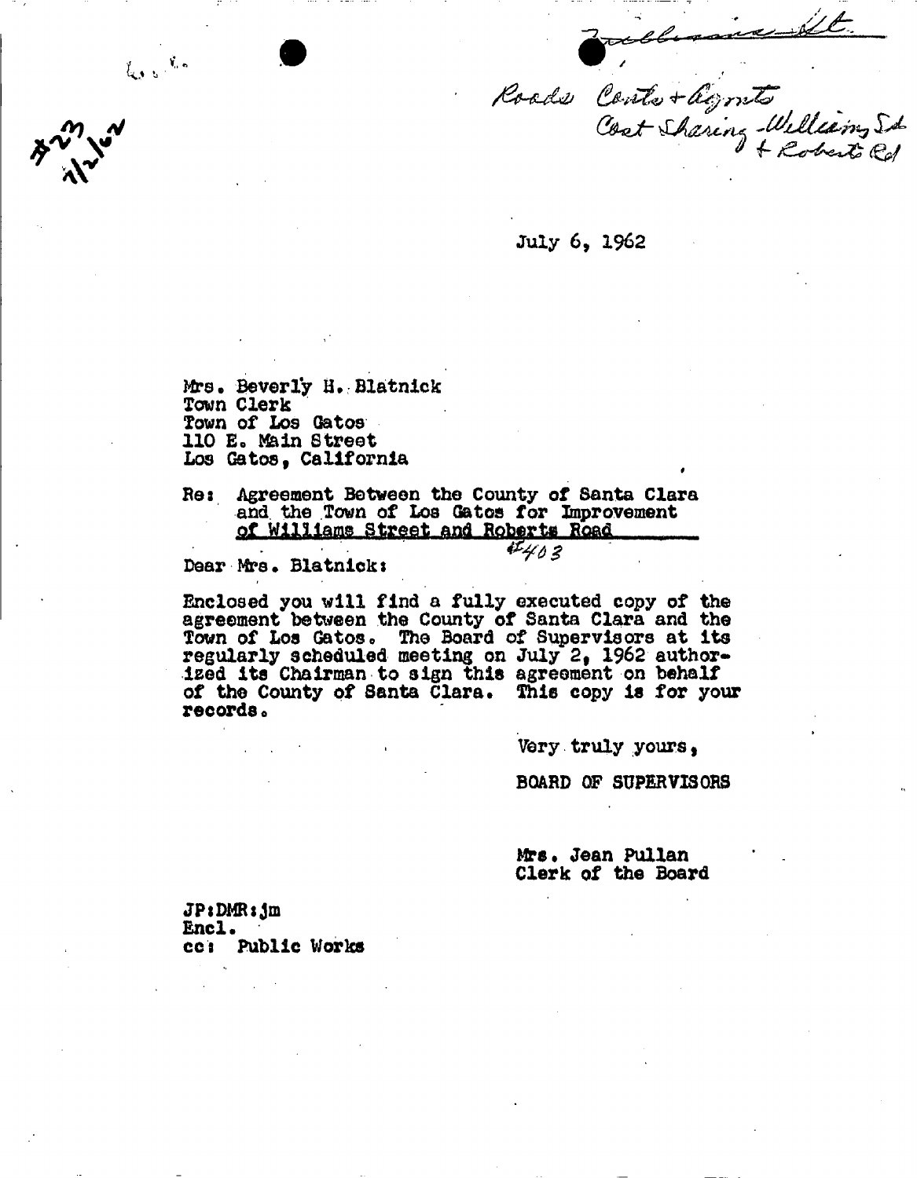Williams St.

Roads Conts + Agmts
Cost Sharing - Williams St + Roberts Rd

#23
7/2/62

July 6, 1962

Mrs. Beverly H. Blatnick
Town Clerk
Town of Los Gatos
110 E. Main Street
Los Gatos, California

Re: Agreement Between the County of Santa Clara and the Town of Los Gatos for Improvement of Williams Street and Roberts Road

#403

Dear Mrs. Blatnick:

Enclosed you will find a fully executed copy of the agreement between the County of Santa Clara and the Town of Los Gatos. The Board of Supervisors at its regularly scheduled meeting on July 2, 1962 authorized its Chairman to sign this agreement on behalf of the County of Santa Clara. This copy is for your records.

Very truly yours,

BOARD OF SUPERVISORS

Mrs. Jean Pullan
Clerk of the Board

JP:DMR:jm
Encl.
cc: Public Works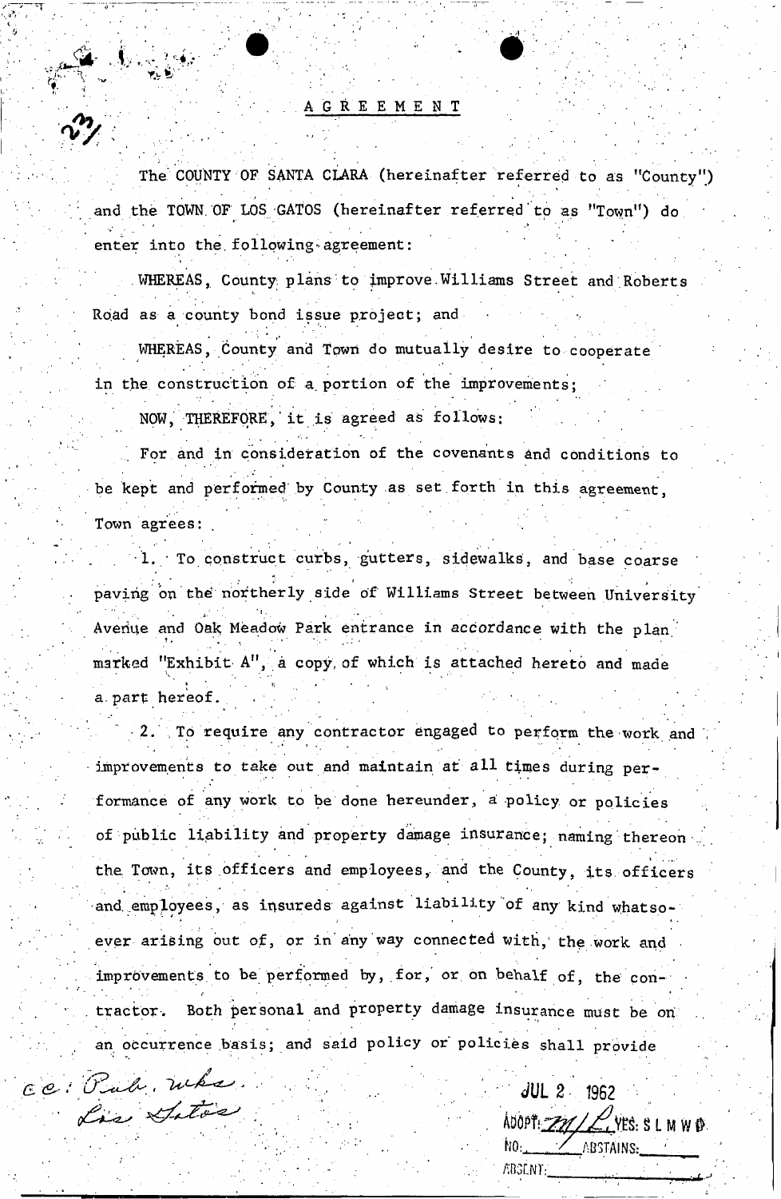# AGREEMENT

The COUNTY OF SANTA CLARA (hereinafter referred to as "County") and the TOWN OF LOS GATOS (hereinafter referred to as "Town") do enter into the following agreement:

WHEREAS, County plans to improve Williams Street and Roberts Road as a county bond issue project; and

WHEREAS, County and Town do mutually desire to cooperate in the construction of a portion of the improvements;

NOW, THEREFORE, it is agreed as follows:

For and in consideration of the covenants and conditions to be kept and performed by County as set forth in this agreement, Town agrees:

1. To construct curbs, gutters, sidewalks, and base coarse paving on the northerly side of Williams Street between University Avenue and Oak Meadow Park entrance in accordance with the plan marked "Exhibit A", a copy of which is attached hereto and made a part hereof.

2. To require any contractor engaged to perform the work and improvements to take out and maintain at all times during performance of any work to be done hereunder, a policy or policies of public liability and property damage insurance; naming thereon the Town, its officers and employees, and the County, its officers and employees, as insureds against liability of any kind whatsoever arising out of, or in any way connected with, the work and improvements to be performed by, for, or on behalf of, the contractor. Both personal and property damage insurance must be on an occurrence basis; and said policy or policies shall provide

cc: Pub. Wks.
Los Gatos

JUL 2 1962
ADOPT: _____ YES: S L M W D
NO: _____ ABSTAINS: _____
ABSENT: _____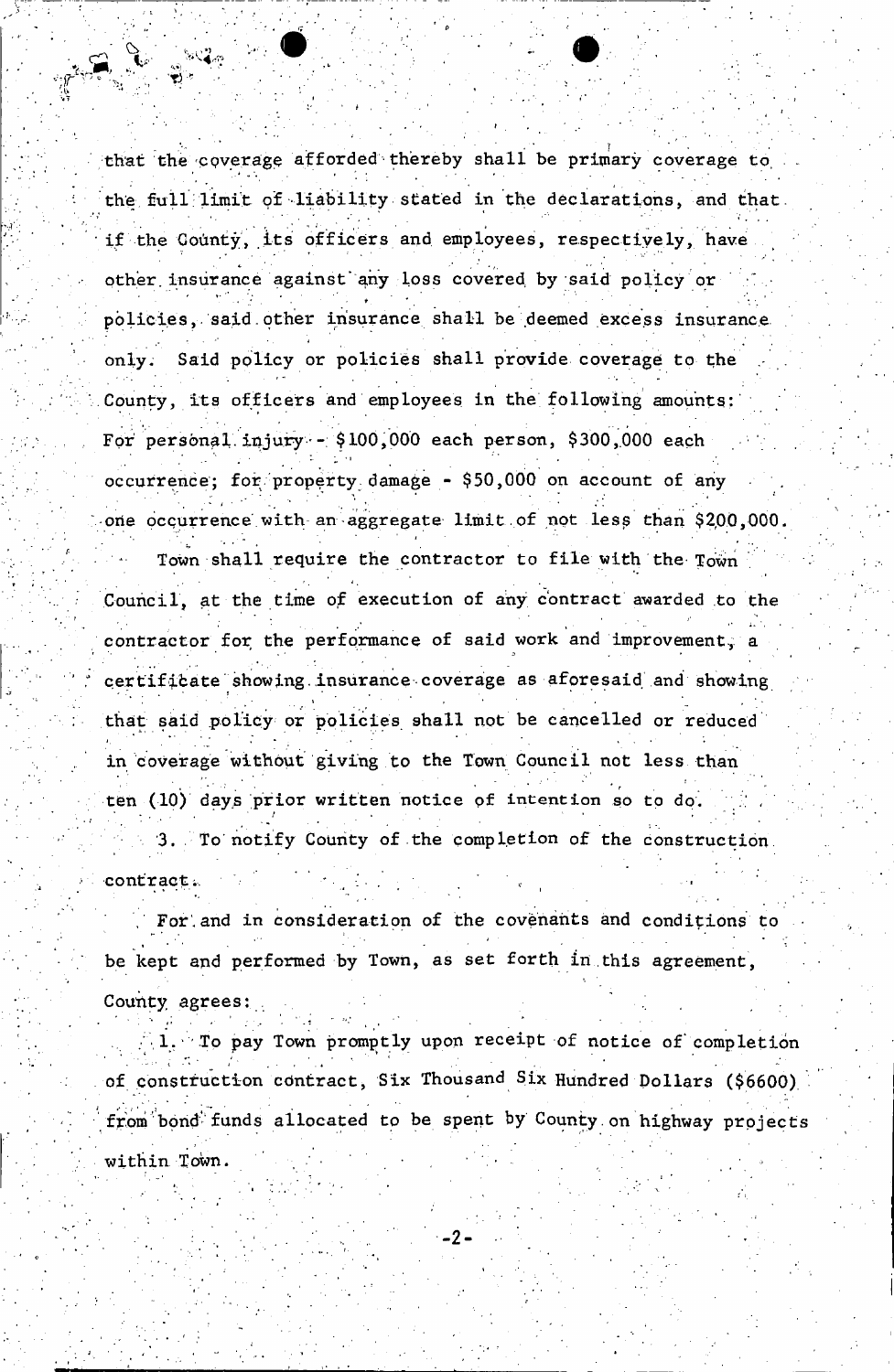that the coverage afforded thereby shall be primary coverage to the full limit of liability stated in the declarations, and that if the County, its officers and employees, respectively, have other insurance against any loss covered by said policy or policies, said other insurance shall be deemed excess insurance only. Said policy or policies shall provide coverage to the County, its officers and employees in the following amounts: For personal injury - $100,000 each person, $300,000 each occurrence; for property damage - $50,000 on account of any one occurrence with an aggregate limit of not less than $200,000.

Town shall require the contractor to file with the Town Council, at the time of execution of any contract awarded to the contractor for the performance of said work and improvement, a certificate showing insurance coverage as aforesaid and showing that said policy or policies shall not be cancelled or reduced in coverage without giving to the Town Council not less than ten (10) days prior written notice of intention so to do.

3. To notify County of the completion of the construction contract.

For and in consideration of the covenants and conditions to be kept and performed by Town, as set forth in this agreement, County agrees:

1. To pay Town promptly upon receipt of notice of completion of construction contract, Six Thousand Six Hundred Dollars ($6600) from bond funds allocated to be spent by County on highway projects within Town.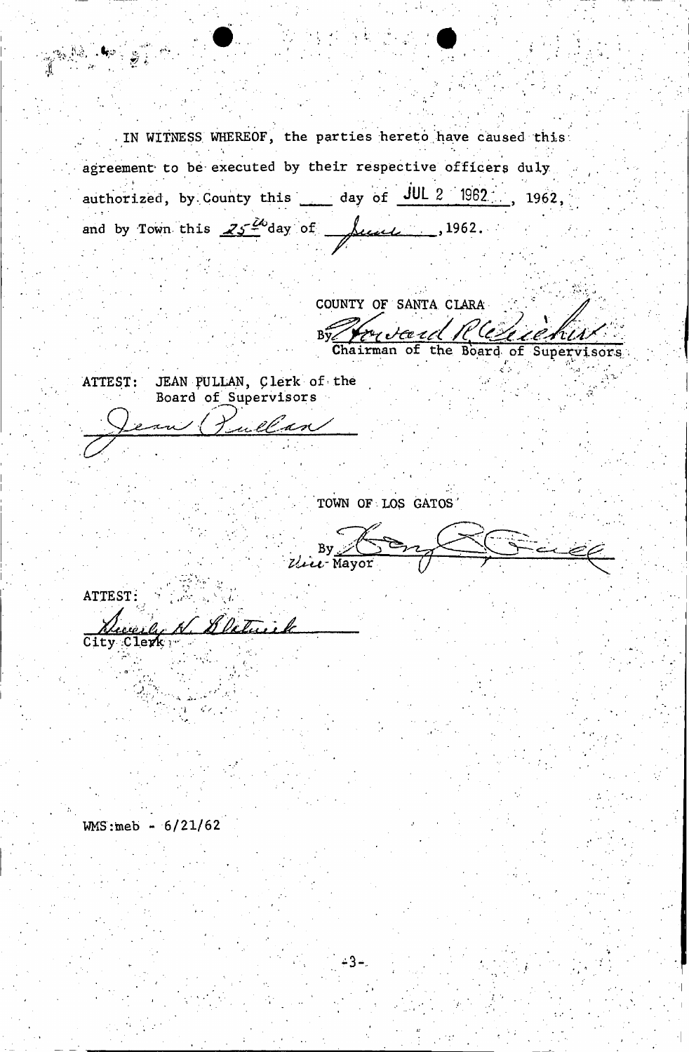IN WITNESS WHEREOF, the parties hereto have caused this agreement to be executed by their respective officers duly authorized, by County this ____ day of JUL 2 1962, 1962, and by Town this 25th day of June, 1962.

COUNTY OF SANTA CLARA

By Howard R. Campen
Chairman of the Board of Supervisors

ATTEST: JEAN PULLAN, Clerk of the Board of Supervisors

Jean Pullan

TOWN OF LOS GATOS

By ____________________
Vice-Mayor

ATTEST:

____________________
City Clerk

WMS:meb - 6/21/62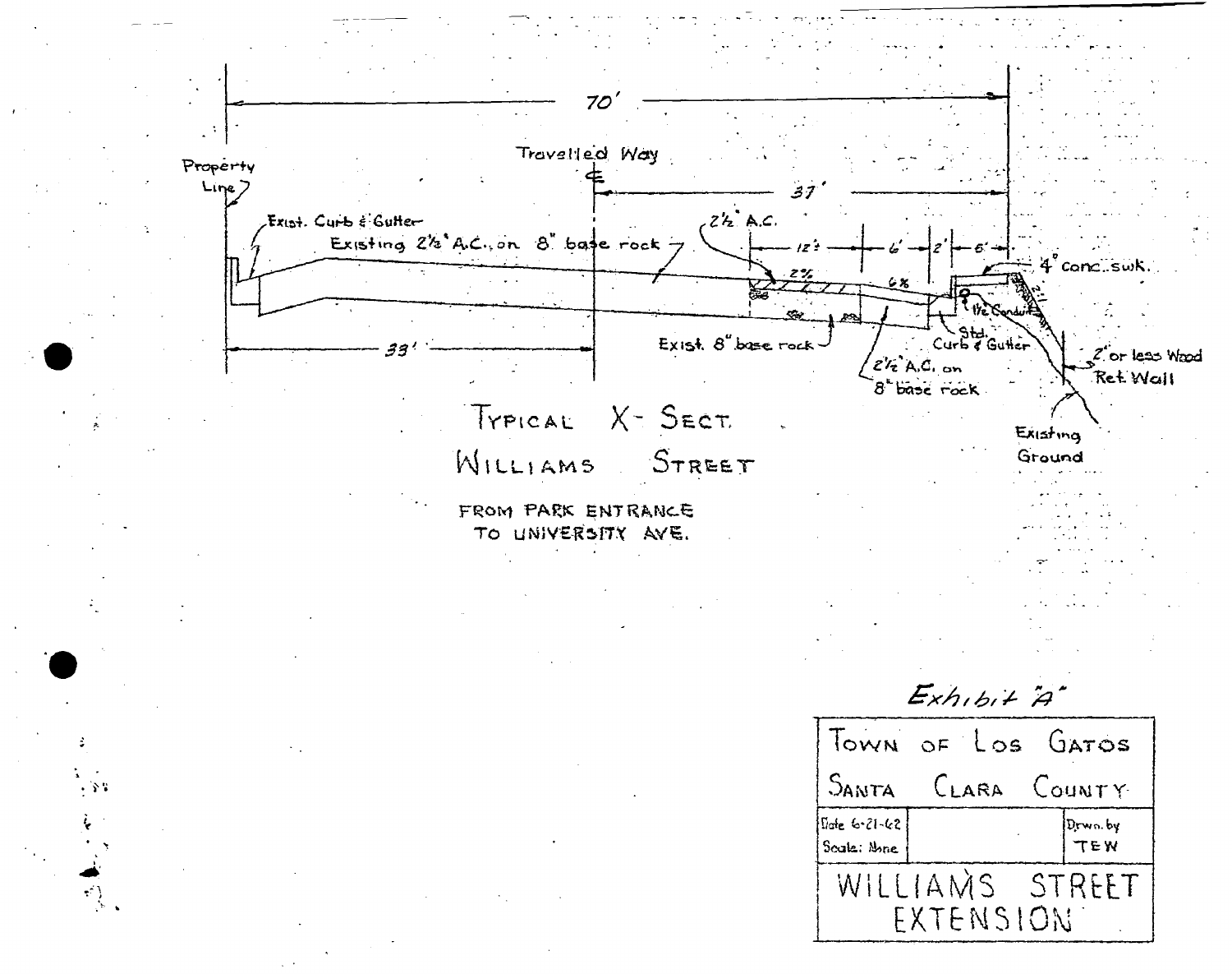70'

Travelled Way ℄

37'

Property Line

Exist. Curb & Gutter

Existing 2½" A.C. on 8" base rock

2½" A.C.

12' 6' 2' 6'

2%

6%

4" conc. swk.

1½" Conduit

Std. Curb & Gutter

Exist. 8" base rock

2½" A.C. on 8" base rock

2' or less Wood Ret. Wall

Existing Ground

33'

TYPICAL X-SECT. WILLIAMS STREET

FROM PARK ENTRANCE TO UNIVERSITY AVE.

*Exhibit "A"*

| | | |
|---|---|---|
| TOWN OF LOS GATOS | | |
| SANTA CLARA COUNTY | | |
| Date 6-21-62 Scale: None | | Drwn. by TEW |
| WILLIAMS STREET EXTENSION | | |